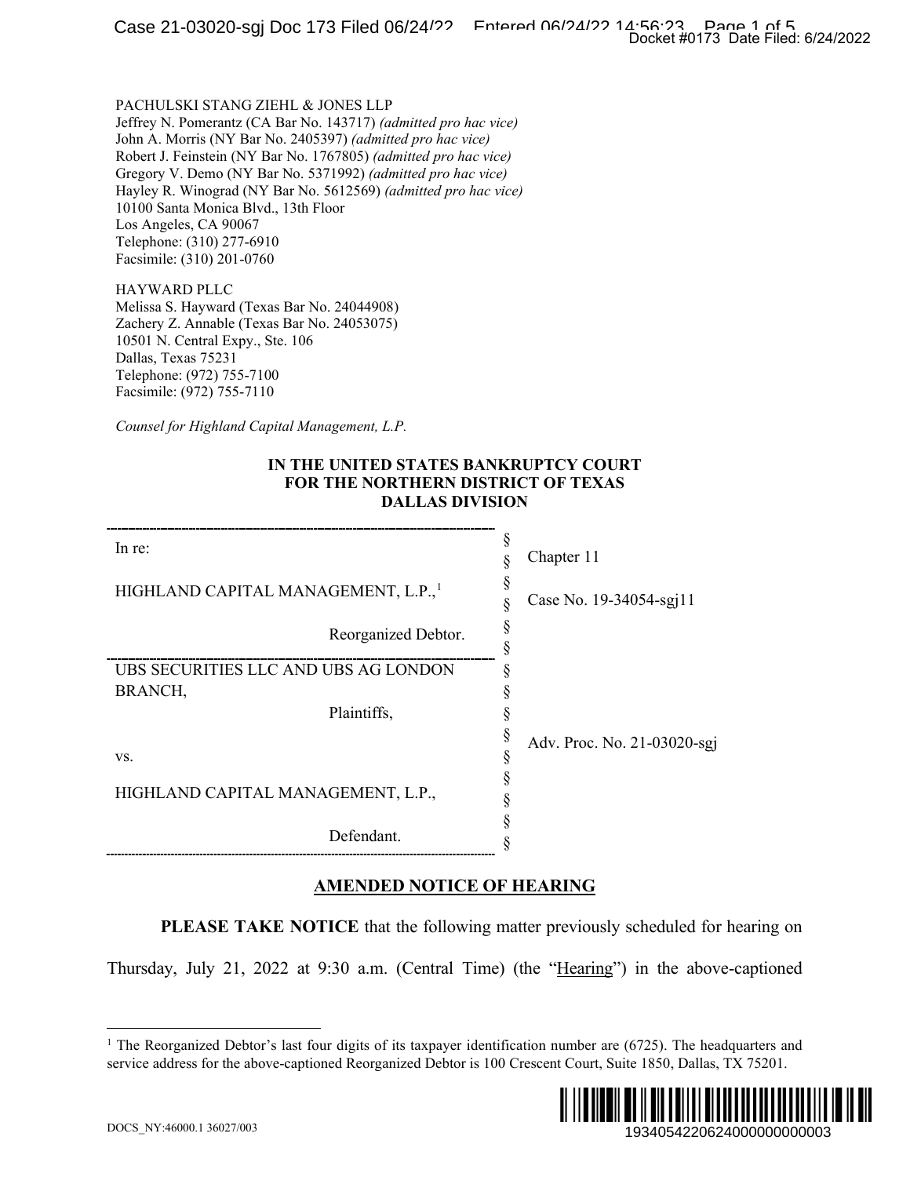PACHULSKI STANG ZIEHL & JONES LLP
Jeffrey N. Pomerantz (CA Bar No. 143717) *(admitted pro hac vice)*
John A. Morris (NY Bar No. 2405397) *(admitted pro hac vice)*
Robert J. Feinstein (NY Bar No. 1767805) *(admitted pro hac vice)*
Gregory V. Demo (NY Bar No. 5371992) *(admitted pro hac vice)*
Hayley R. Winograd (NY Bar No. 5612569) *(admitted pro hac vice)*
10100 Santa Monica Blvd., 13th Floor
Los Angeles, CA 90067
Telephone: (310) 277-6910
Facsimile: (310) 201-0760

HAYWARD PLLC
Melissa S. Hayward (Texas Bar No. 24044908)
Zachery Z. Annable (Texas Bar No. 24053075)
10501 N. Central Expy., Ste. 106
Dallas, Texas 75231
Telephone: (972) 755-7100
Facsimile: (972) 755-7110

*Counsel for Highland Capital Management, L.P.*

**IN THE UNITED STATES BANKRUPTCY COURT**
**FOR THE NORTHERN DISTRICT OF TEXAS**
**DALLAS DIVISION**

| | | |
|---|---|---|
| In re:<br><br>HIGHLAND CAPITAL MANAGEMENT, L.P.,[1]<br><br>Reorganized Debtor. | § | Chapter 11<br><br>Case No. 19-34054-sgj11 |
| UBS SECURITIES LLC AND UBS AG LONDON BRANCH,<br><br>Plaintiffs,<br><br>vs.<br><br>HIGHLAND CAPITAL MANAGEMENT, L.P.,<br><br>Defendant. | § | Adv. Proc. No. 21-03020-sgj |

## AMENDED NOTICE OF HEARING

**PLEASE TAKE NOTICE** that the following matter previously scheduled for hearing on Thursday, July 21, 2022 at 9:30 a.m. (Central Time) (the "Hearing") in the above-captioned

[1] The Reorganized Debtor's last four digits of its taxpayer identification number are (6725). The headquarters and service address for the above-captioned Reorganized Debtor is 100 Crescent Court, Suite 1850, Dallas, TX 75201.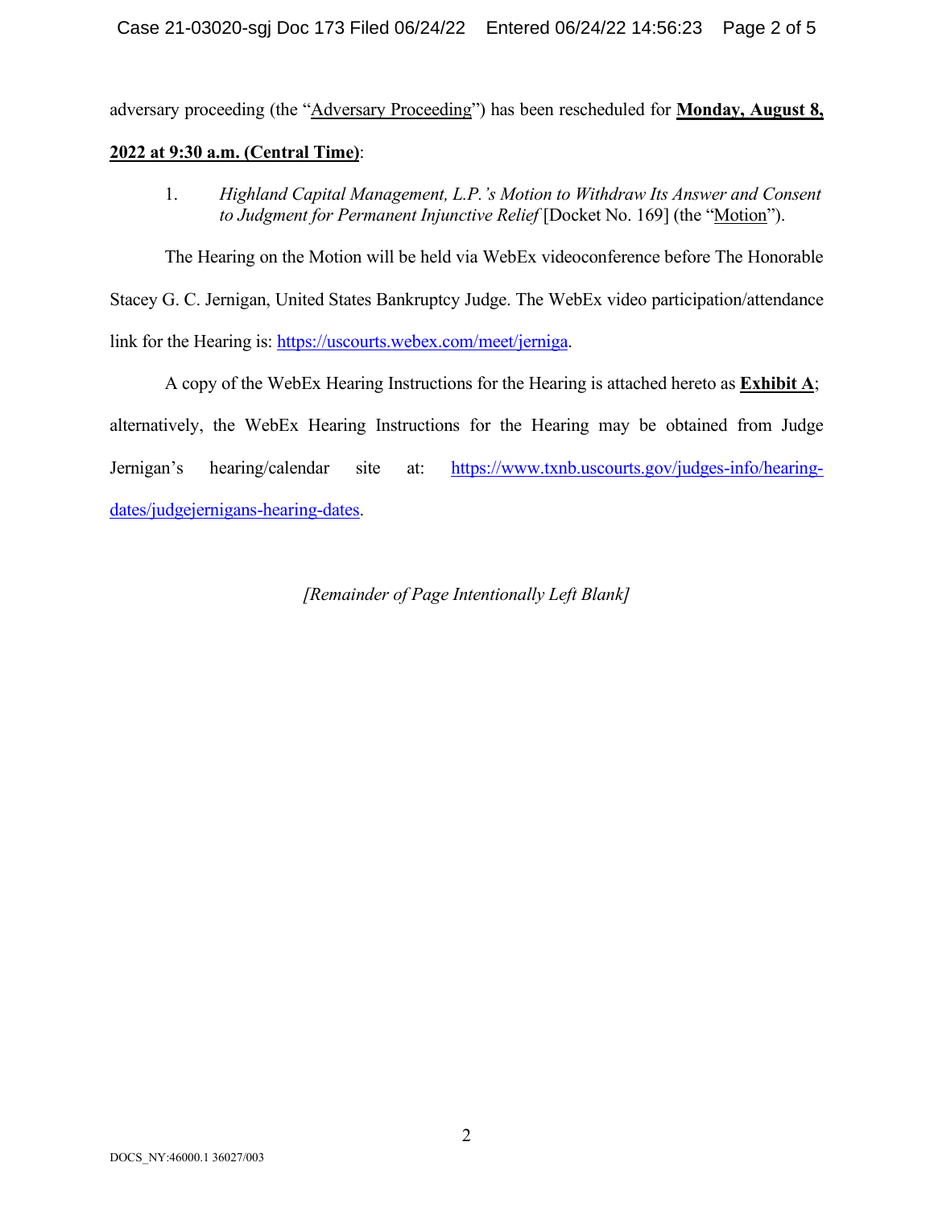adversary proceeding (the "Adversary Proceeding") has been rescheduled for **Monday, August 8, 2022 at 9:30 a.m. (Central Time)**:

1. *Highland Capital Management, L.P.'s Motion to Withdraw Its Answer and Consent to Judgment for Permanent Injunctive Relief* [Docket No. 169] (the "Motion").

The Hearing on the Motion will be held via WebEx videoconference before The Honorable Stacey G. C. Jernigan, United States Bankruptcy Judge. The WebEx video participation/attendance link for the Hearing is: https://uscourts.webex.com/meet/jerniga.

A copy of the WebEx Hearing Instructions for the Hearing is attached hereto as **Exhibit A**; alternatively, the WebEx Hearing Instructions for the Hearing may be obtained from Judge Jernigan's hearing/calendar site at: https://www.txnb.uscourts.gov/judges-info/hearing-dates/judgejernigans-hearing-dates.

*[Remainder of Page Intentionally Left Blank]*

DOCS_NY:46000.1 36027/003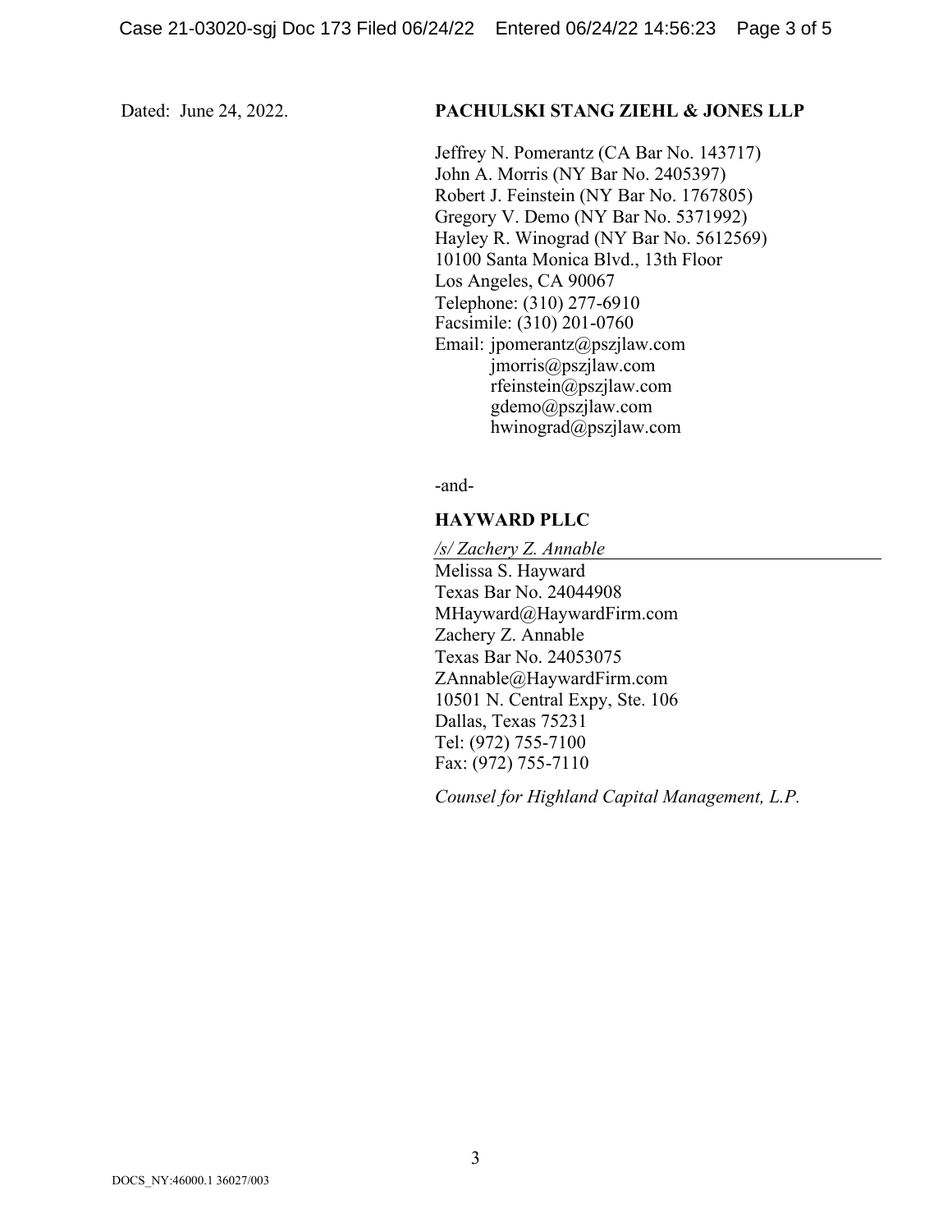Dated: June 24, 2022.

**PACHULSKI STANG ZIEHL & JONES LLP**

Jeffrey N. Pomerantz (CA Bar No. 143717)
John A. Morris (NY Bar No. 2405397)
Robert J. Feinstein (NY Bar No. 1767805)
Gregory V. Demo (NY Bar No. 5371992)
Hayley R. Winograd (NY Bar No. 5612569)
10100 Santa Monica Blvd., 13th Floor
Los Angeles, CA 90067
Telephone: (310) 277-6910
Facsimile: (310) 201-0760
Email: jpomerantz@pszjlaw.com
jmorris@pszjlaw.com
rfeinstein@pszjlaw.com
gdemo@pszjlaw.com
hwinograd@pszjlaw.com

-and-

**HAYWARD PLLC**

*/s/ Zachery Z. Annable*
Melissa S. Hayward
Texas Bar No. 24044908
MHayward@HaywardFirm.com
Zachery Z. Annable
Texas Bar No. 24053075
ZAnnable@HaywardFirm.com
10501 N. Central Expy, Ste. 106
Dallas, Texas 75231
Tel: (972) 755-7100
Fax: (972) 755-7110

*Counsel for Highland Capital Management, L.P.*

DOCS_NY:46000.1 36027/003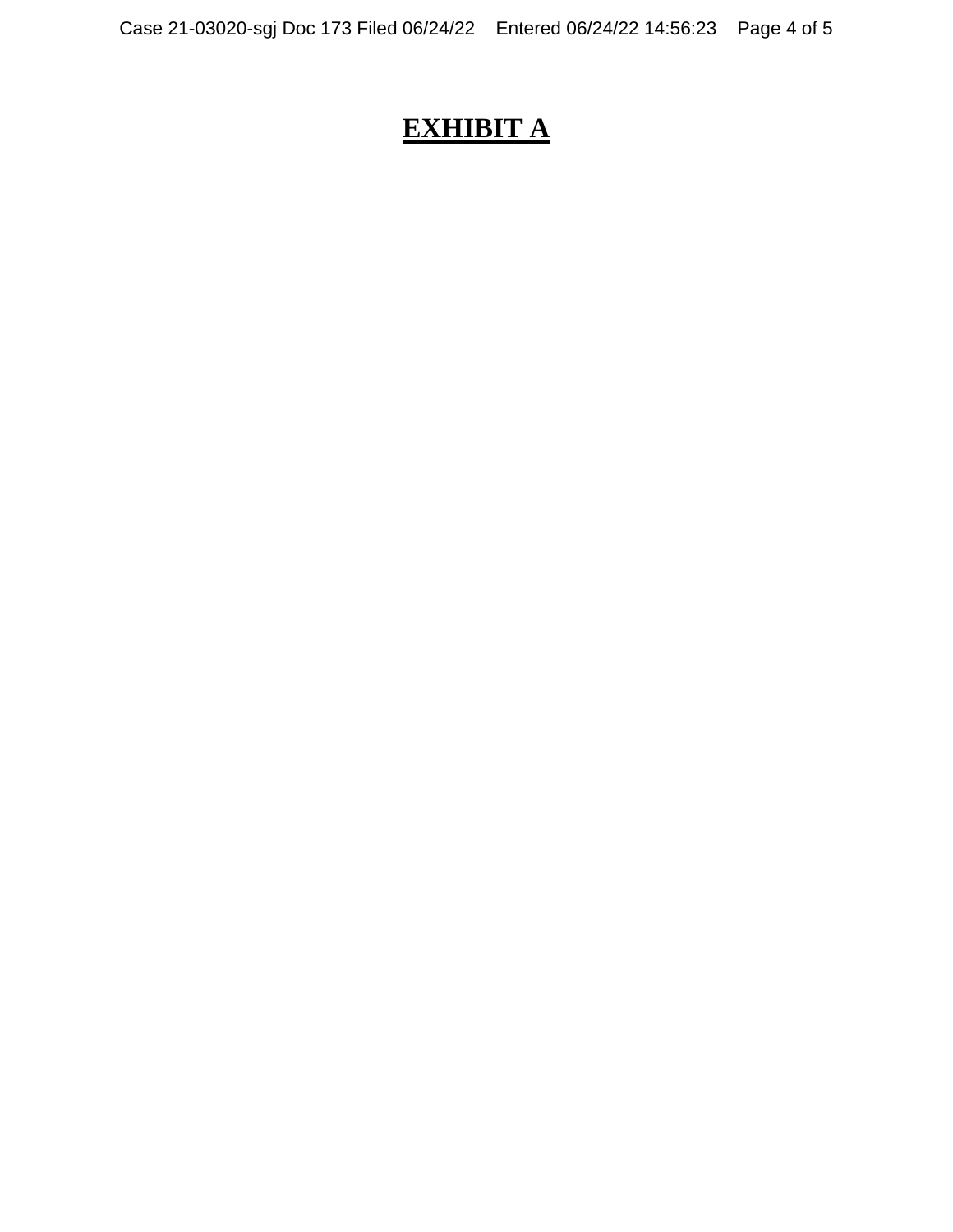# **EXHIBIT A**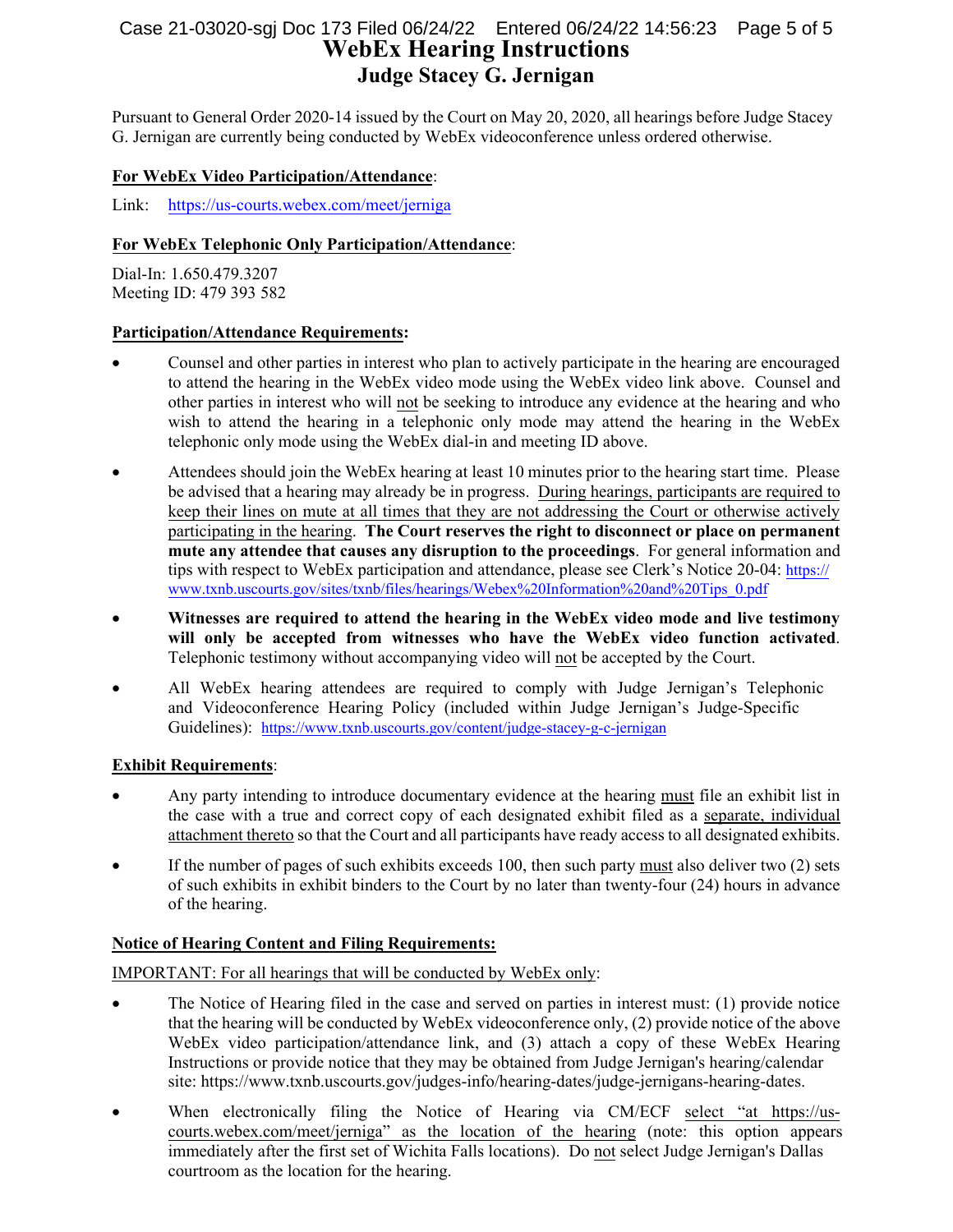# WebEx Hearing Instructions

## Judge Stacey G. Jernigan

Pursuant to General Order 2020-14 issued by the Court on May 20, 2020, all hearings before Judge Stacey G. Jernigan are currently being conducted by WebEx videoconference unless ordered otherwise.

**For WebEx Video Participation/Attendance**:

Link: https://us-courts.webex.com/meet/jerniga

**For WebEx Telephonic Only Participation/Attendance**:

Dial-In: 1.650.479.3207
Meeting ID: 479 393 582

**Participation/Attendance Requirements:**

- Counsel and other parties in interest who plan to actively participate in the hearing are encouraged to attend the hearing in the WebEx video mode using the WebEx video link above. Counsel and other parties in interest who will not be seeking to introduce any evidence at the hearing and who wish to attend the hearing in a telephonic only mode may attend the hearing in the WebEx telephonic only mode using the WebEx dial-in and meeting ID above.
- Attendees should join the WebEx hearing at least 10 minutes prior to the hearing start time. Please be advised that a hearing may already be in progress. During hearings, participants are required to keep their lines on mute at all times that they are not addressing the Court or otherwise actively participating in the hearing. **The Court reserves the right to disconnect or place on permanent mute any attendee that causes any disruption to the proceedings**. For general information and tips with respect to WebEx participation and attendance, please see Clerk's Notice 20-04: https://www.txnb.uscourts.gov/sites/txnb/files/hearings/Webex%20Information%20and%20Tips_0.pdf
- **Witnesses are required to attend the hearing in the WebEx video mode and live testimony will only be accepted from witnesses who have the WebEx video function activated**. Telephonic testimony without accompanying video will not be accepted by the Court.
- All WebEx hearing attendees are required to comply with Judge Jernigan's Telephonic and Videoconference Hearing Policy (included within Judge Jernigan's Judge-Specific Guidelines): https://www.txnb.uscourts.gov/content/judge-stacey-g-c-jernigan

**Exhibit Requirements**:

- Any party intending to introduce documentary evidence at the hearing must file an exhibit list in the case with a true and correct copy of each designated exhibit filed as a separate, individual attachment thereto so that the Court and all participants have ready access to all designated exhibits.
- If the number of pages of such exhibits exceeds 100, then such party must also deliver two (2) sets of such exhibits in exhibit binders to the Court by no later than twenty-four (24) hours in advance of the hearing.

**Notice of Hearing Content and Filing Requirements:**

IMPORTANT: For all hearings that will be conducted by WebEx only:

- The Notice of Hearing filed in the case and served on parties in interest must: (1) provide notice that the hearing will be conducted by WebEx videoconference only, (2) provide notice of the above WebEx video participation/attendance link, and (3) attach a copy of these WebEx Hearing Instructions or provide notice that they may be obtained from Judge Jernigan's hearing/calendar site: https://www.txnb.uscourts.gov/judges-info/hearing-dates/judge-jernigans-hearing-dates.
- When electronically filing the Notice of Hearing via CM/ECF select "at https://us-courts.webex.com/meet/jerniga" as the location of the hearing (note: this option appears immediately after the first set of Wichita Falls locations). Do not select Judge Jernigan's Dallas courtroom as the location for the hearing.